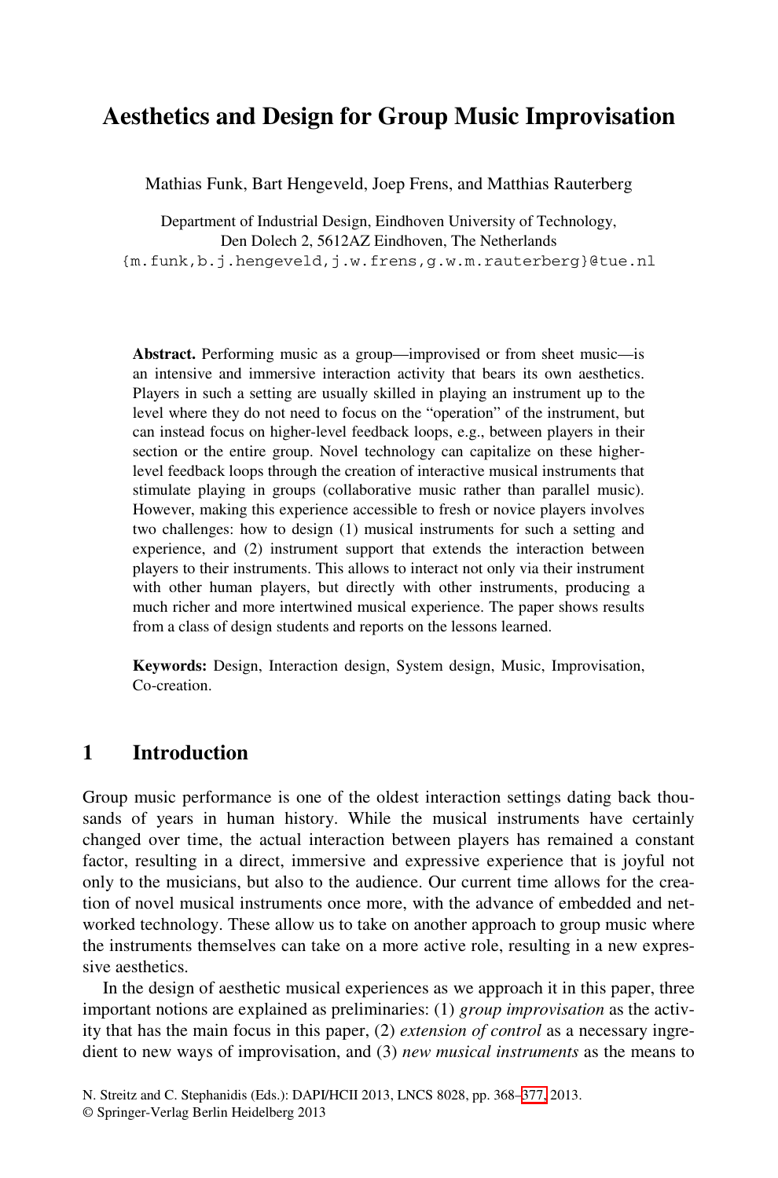# Aesthetics and Design for Group Music Improvisation

Mathias Funk, Bart Hengeveld, Joep Frens, and Matthias Rauterberg

Department of Industrial Design, Eindhoven University of Technology,
Den Dolech 2, 5612AZ Eindhoven, The Netherlands
{m.funk,b.j.hengeveld,j.w.frens,g.w.m.rauterberg}@tue.nl

**Abstract.** Performing music as a group—improvised or from sheet music—is an intensive and immersive interaction activity that bears its own aesthetics. Players in such a setting are usually skilled in playing an instrument up to the level where they do not need to focus on the "operation" of the instrument, but can instead focus on higher-level feedback loops, e.g., between players in their section or the entire group. Novel technology can capitalize on these higher-level feedback loops through the creation of interactive musical instruments that stimulate playing in groups (collaborative music rather than parallel music). However, making this experience accessible to fresh or novice players involves two challenges: how to design (1) musical instruments for such a setting and experience, and (2) instrument support that extends the interaction between players to their instruments. This allows to interact not only via their instrument with other human players, but directly with other instruments, producing a much richer and more intertwined musical experience. The paper shows results from a class of design students and reports on the lessons learned.

**Keywords:** Design, Interaction design, System design, Music, Improvisation, Co-creation.

## 1 Introduction

Group music performance is one of the oldest interaction settings dating back thousands of years in human history. While the musical instruments have certainly changed over time, the actual interaction between players has remained a constant factor, resulting in a direct, immersive and expressive experience that is joyful not only to the musicians, but also to the audience. Our current time allows for the creation of novel musical instruments once more, with the advance of embedded and networked technology. These allow us to take on another approach to group music where the instruments themselves can take on a more active role, resulting in a new expressive aesthetics.

In the design of aesthetic musical experiences as we approach it in this paper, three important notions are explained as preliminaries: (1) *group improvisation* as the activity that has the main focus in this paper, (2) *extension of control* as a necessary ingredient to new ways of improvisation, and (3) *new musical instruments* as the means to

N. Streitz and C. Stephanidis (Eds.): DAPI/HCII 2013, LNCS 8028, pp. 368–377, 2013.
© Springer-Verlag Berlin Heidelberg 2013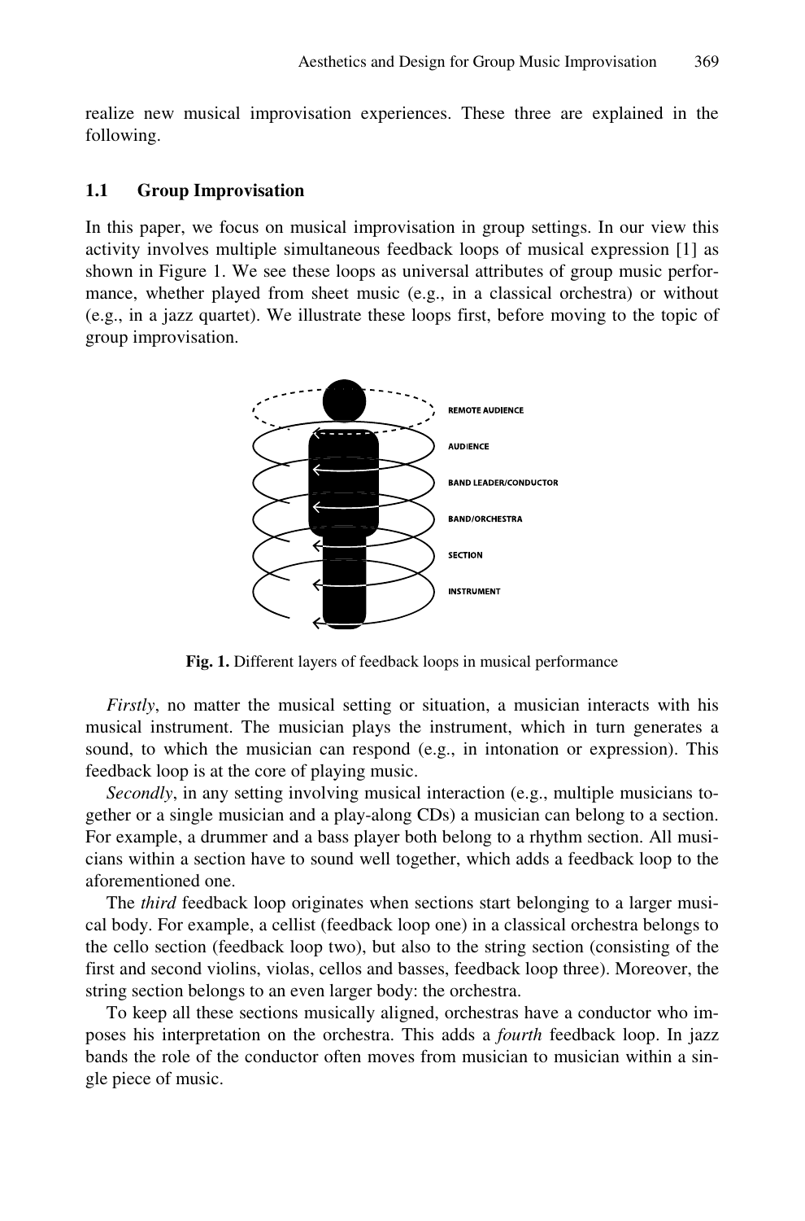realize new musical improvisation experiences. These three are explained in the following.

### 1.1 Group Improvisation

In this paper, we focus on musical improvisation in group settings. In our view this activity involves multiple simultaneous feedback loops of musical expression [1] as shown in Figure 1. We see these loops as universal attributes of group music performance, whether played from sheet music (e.g., in a classical orchestra) or without (e.g., in a jazz quartet). We illustrate these loops first, before moving to the topic of group improvisation.

REMOTE AUDIENCE

AUDIENCE

BAND LEADER/CONDUCTOR

BAND/ORCHESTRA

SECTION

INSTRUMENT

**Fig. 1.** Different layers of feedback loops in musical performance

*Firstly*, no matter the musical setting or situation, a musician interacts with his musical instrument. The musician plays the instrument, which in turn generates a sound, to which the musician can respond (e.g., in intonation or expression). This feedback loop is at the core of playing music.

*Secondly*, in any setting involving musical interaction (e.g., multiple musicians together or a single musician and a play-along CDs) a musician can belong to a section. For example, a drummer and a bass player both belong to a rhythm section. All musicians within a section have to sound well together, which adds a feedback loop to the aforementioned one.

The *third* feedback loop originates when sections start belonging to a larger musical body. For example, a cellist (feedback loop one) in a classical orchestra belongs to the cello section (feedback loop two), but also to the string section (consisting of the first and second violins, violas, cellos and basses, feedback loop three). Moreover, the string section belongs to an even larger body: the orchestra.

To keep all these sections musically aligned, orchestras have a conductor who imposes his interpretation on the orchestra. This adds a *fourth* feedback loop. In jazz bands the role of the conductor often moves from musician to musician within a single piece of music.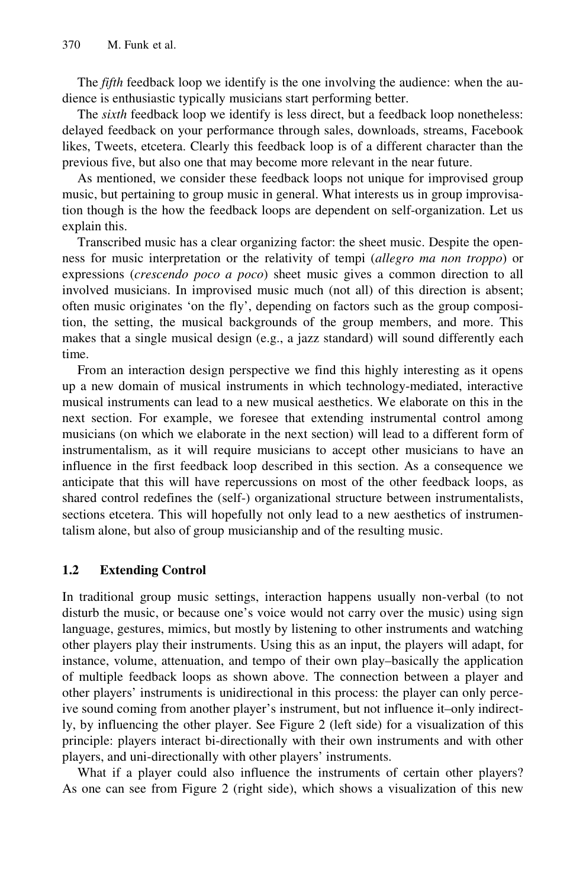The *fifth* feedback loop we identify is the one involving the audience: when the audience is enthusiastic typically musicians start performing better.

The *sixth* feedback loop we identify is less direct, but a feedback loop nonetheless: delayed feedback on your performance through sales, downloads, streams, Facebook likes, Tweets, etcetera. Clearly this feedback loop is of a different character than the previous five, but also one that may become more relevant in the near future.

As mentioned, we consider these feedback loops not unique for improvised group music, but pertaining to group music in general. What interests us in group improvisation though is the how the feedback loops are dependent on self-organization. Let us explain this.

Transcribed music has a clear organizing factor: the sheet music. Despite the openness for music interpretation or the relativity of tempi (*allegro ma non troppo*) or expressions (*crescendo poco a poco*) sheet music gives a common direction to all involved musicians. In improvised music much (not all) of this direction is absent; often music originates 'on the fly', depending on factors such as the group composition, the setting, the musical backgrounds of the group members, and more. This makes that a single musical design (e.g., a jazz standard) will sound differently each time.

From an interaction design perspective we find this highly interesting as it opens up a new domain of musical instruments in which technology-mediated, interactive musical instruments can lead to a new musical aesthetics. We elaborate on this in the next section. For example, we foresee that extending instrumental control among musicians (on which we elaborate in the next section) will lead to a different form of instrumentalism, as it will require musicians to accept other musicians to have an influence in the first feedback loop described in this section. As a consequence we anticipate that this will have repercussions on most of the other feedback loops, as shared control redefines the (self-) organizational structure between instrumentalists, sections etcetera. This will hopefully not only lead to a new aesthetics of instrumentalism alone, but also of group musicianship and of the resulting music.

### 1.2 Extending Control

In traditional group music settings, interaction happens usually non-verbal (to not disturb the music, or because one's voice would not carry over the music) using sign language, gestures, mimics, but mostly by listening to other instruments and watching other players play their instruments. Using this as an input, the players will adapt, for instance, volume, attenuation, and tempo of their own play–basically the application of multiple feedback loops as shown above. The connection between a player and other players' instruments is unidirectional in this process: the player can only perceive sound coming from another player's instrument, but not influence it–only indirectly, by influencing the other player. See Figure 2 (left side) for a visualization of this principle: players interact bi-directionally with their own instruments and with other players, and uni-directionally with other players' instruments.

What if a player could also influence the instruments of certain other players? As one can see from Figure 2 (right side), which shows a visualization of this new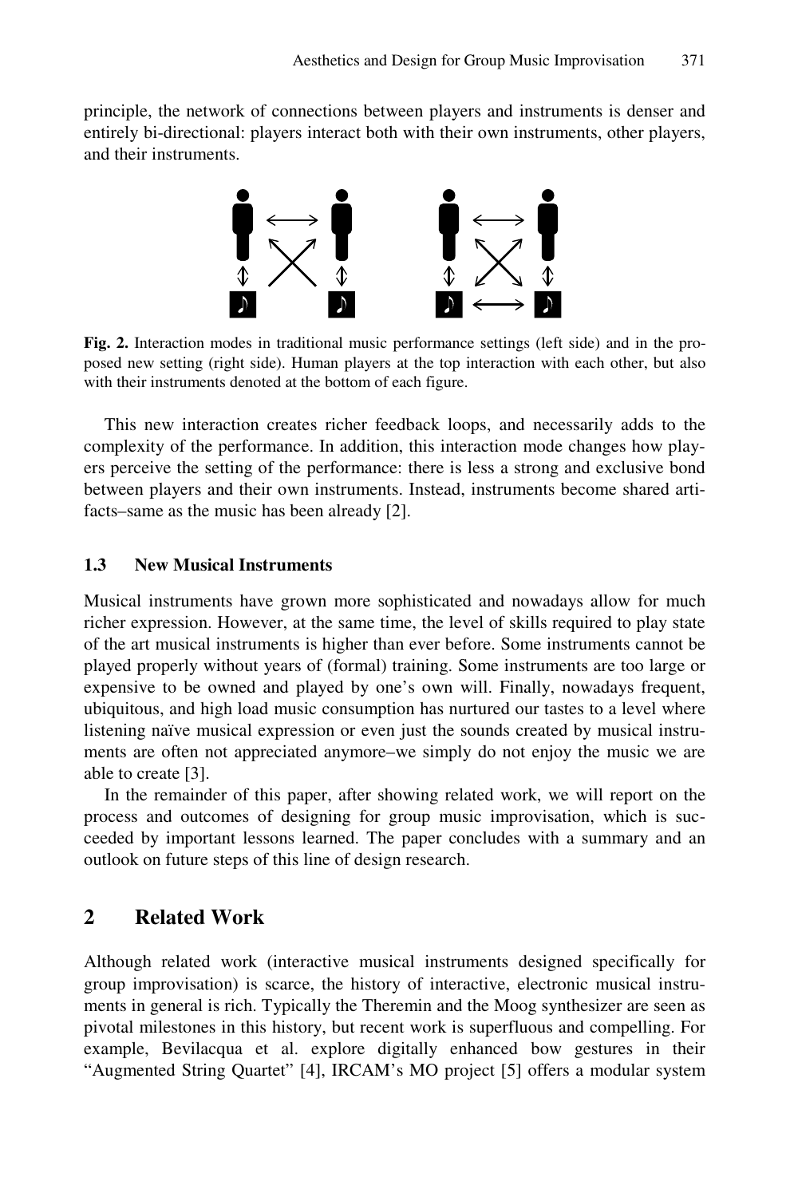principle, the network of connections between players and instruments is denser and entirely bi-directional: players interact both with their own instruments, other players, and their instruments.

**Fig. 2.** Interaction modes in traditional music performance settings (left side) and in the proposed new setting (right side). Human players at the top interaction with each other, but also with their instruments denoted at the bottom of each figure.

This new interaction creates richer feedback loops, and necessarily adds to the complexity of the performance. In addition, this interaction mode changes how players perceive the setting of the performance: there is less a strong and exclusive bond between players and their own instruments. Instead, instruments become shared artifacts–same as the music has been already [2].

### 1.3 New Musical Instruments

Musical instruments have grown more sophisticated and nowadays allow for much richer expression. However, at the same time, the level of skills required to play state of the art musical instruments is higher than ever before. Some instruments cannot be played properly without years of (formal) training. Some instruments are too large or expensive to be owned and played by one's own will. Finally, nowadays frequent, ubiquitous, and high load music consumption has nurtured our tastes to a level where listening naïve musical expression or even just the sounds created by musical instruments are often not appreciated anymore–we simply do not enjoy the music we are able to create [3].

In the remainder of this paper, after showing related work, we will report on the process and outcomes of designing for group music improvisation, which is succeeded by important lessons learned. The paper concludes with a summary and an outlook on future steps of this line of design research.

## 2 Related Work

Although related work (interactive musical instruments designed specifically for group improvisation) is scarce, the history of interactive, electronic musical instruments in general is rich. Typically the Theremin and the Moog synthesizer are seen as pivotal milestones in this history, but recent work is superfluous and compelling. For example, Bevilacqua et al. explore digitally enhanced bow gestures in their "Augmented String Quartet" [4], IRCAM's MO project [5] offers a modular system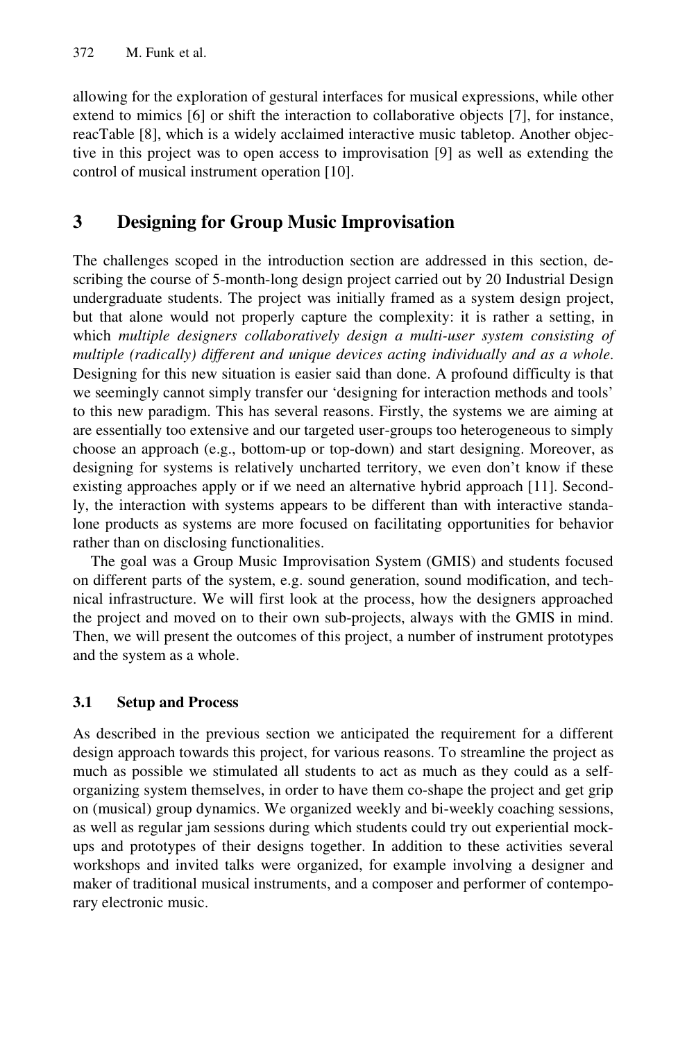allowing for the exploration of gestural interfaces for musical expressions, while other extend to mimics [6] or shift the interaction to collaborative objects [7], for instance, reacTable [8], which is a widely acclaimed interactive music tabletop. Another objective in this project was to open access to improvisation [9] as well as extending the control of musical instrument operation [10].

## 3 Designing for Group Music Improvisation

The challenges scoped in the introduction section are addressed in this section, describing the course of 5-month-long design project carried out by 20 Industrial Design undergraduate students. The project was initially framed as a system design project, but that alone would not properly capture the complexity: it is rather a setting, in which *multiple designers collaboratively design a multi-user system consisting of multiple (radically) different and unique devices acting individually and as a whole*. Designing for this new situation is easier said than done. A profound difficulty is that we seemingly cannot simply transfer our 'designing for interaction methods and tools' to this new paradigm. This has several reasons. Firstly, the systems we are aiming at are essentially too extensive and our targeted user-groups too heterogeneous to simply choose an approach (e.g., bottom-up or top-down) and start designing. Moreover, as designing for systems is relatively uncharted territory, we even don't know if these existing approaches apply or if we need an alternative hybrid approach [11]. Secondly, the interaction with systems appears to be different than with interactive standalone products as systems are more focused on facilitating opportunities for behavior rather than on disclosing functionalities.

The goal was a Group Music Improvisation System (GMIS) and students focused on different parts of the system, e.g. sound generation, sound modification, and technical infrastructure. We will first look at the process, how the designers approached the project and moved on to their own sub-projects, always with the GMIS in mind. Then, we will present the outcomes of this project, a number of instrument prototypes and the system as a whole.

### 3.1 Setup and Process

As described in the previous section we anticipated the requirement for a different design approach towards this project, for various reasons. To streamline the project as much as possible we stimulated all students to act as much as they could as a self-organizing system themselves, in order to have them co-shape the project and get grip on (musical) group dynamics. We organized weekly and bi-weekly coaching sessions, as well as regular jam sessions during which students could try out experiential mock-ups and prototypes of their designs together. In addition to these activities several workshops and invited talks were organized, for example involving a designer and maker of traditional musical instruments, and a composer and performer of contemporary electronic music.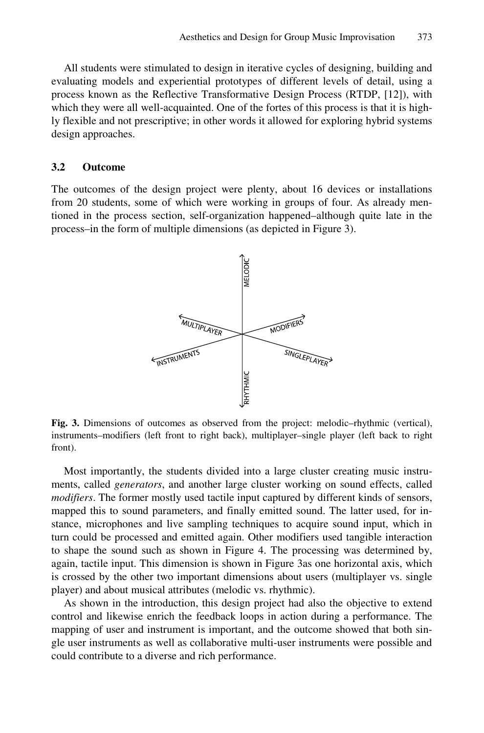All students were stimulated to design in iterative cycles of designing, building and evaluating models and experiential prototypes of different levels of detail, using a process known as the Reflective Transformative Design Process (RTDP, [12]), with which they were all well-acquainted. One of the fortes of this process is that it is highly flexible and not prescriptive; in other words it allowed for exploring hybrid systems design approaches.

### 3.2 Outcome

The outcomes of the design project were plenty, about 16 devices or installations from 20 students, some of which were working in groups of four. As already mentioned in the process section, self-organization happened–although quite late in the process–in the form of multiple dimensions (as depicted in Figure 3).

**Fig. 3.** Dimensions of outcomes as observed from the project: melodic–rhythmic (vertical), instruments–modifiers (left front to right back), multiplayer–single player (left back to right front).

Most importantly, the students divided into a large cluster creating music instruments, called *generators*, and another large cluster working on sound effects, called *modifiers*. The former mostly used tactile input captured by different kinds of sensors, mapped this to sound parameters, and finally emitted sound. The latter used, for instance, microphones and live sampling techniques to acquire sound input, which in turn could be processed and emitted again. Other modifiers used tangible interaction to shape the sound such as shown in Figure 4. The processing was determined by, again, tactile input. This dimension is shown in Figure 3as one horizontal axis, which is crossed by the other two important dimensions about users (multiplayer vs. single player) and about musical attributes (melodic vs. rhythmic).

As shown in the introduction, this design project had also the objective to extend control and likewise enrich the feedback loops in action during a performance. The mapping of user and instrument is important, and the outcome showed that both single user instruments as well as collaborative multi-user instruments were possible and could contribute to a diverse and rich performance.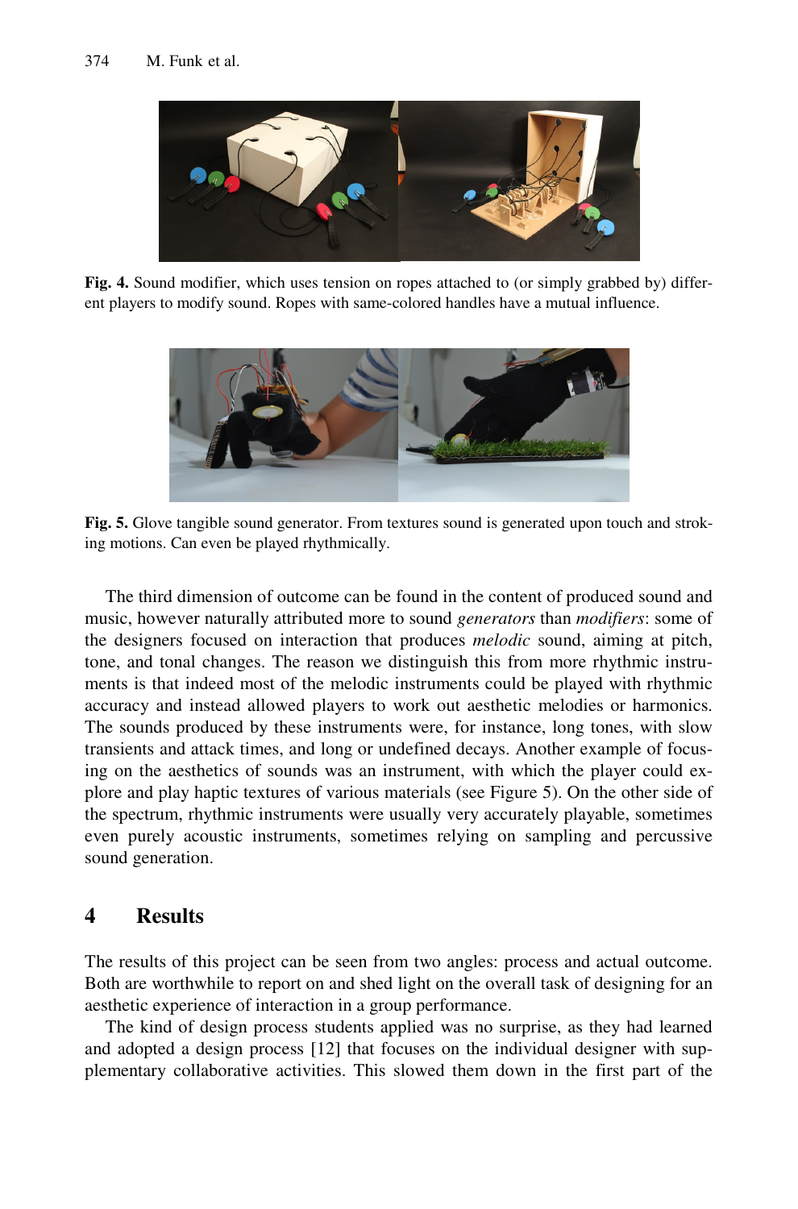**Fig. 4.** Sound modifier, which uses tension on ropes attached to (or simply grabbed by) different players to modify sound. Ropes with same-colored handles have a mutual influence.

**Fig. 5.** Glove tangible sound generator. From textures sound is generated upon touch and stroking motions. Can even be played rhythmically.

The third dimension of outcome can be found in the content of produced sound and music, however naturally attributed more to sound *generators* than *modifiers*: some of the designers focused on interaction that produces *melodic* sound, aiming at pitch, tone, and tonal changes. The reason we distinguish this from more rhythmic instruments is that indeed most of the melodic instruments could be played with rhythmic accuracy and instead allowed players to work out aesthetic melodies or harmonics. The sounds produced by these instruments were, for instance, long tones, with slow transients and attack times, and long or undefined decays. Another example of focusing on the aesthetics of sounds was an instrument, with which the player could explore and play haptic textures of various materials (see Figure 5). On the other side of the spectrum, rhythmic instruments were usually very accurately playable, sometimes even purely acoustic instruments, sometimes relying on sampling and percussive sound generation.

## 4 Results

The results of this project can be seen from two angles: process and actual outcome. Both are worthwhile to report on and shed light on the overall task of designing for an aesthetic experience of interaction in a group performance.

The kind of design process students applied was no surprise, as they had learned and adopted a design process [12] that focuses on the individual designer with supplementary collaborative activities. This slowed them down in the first part of the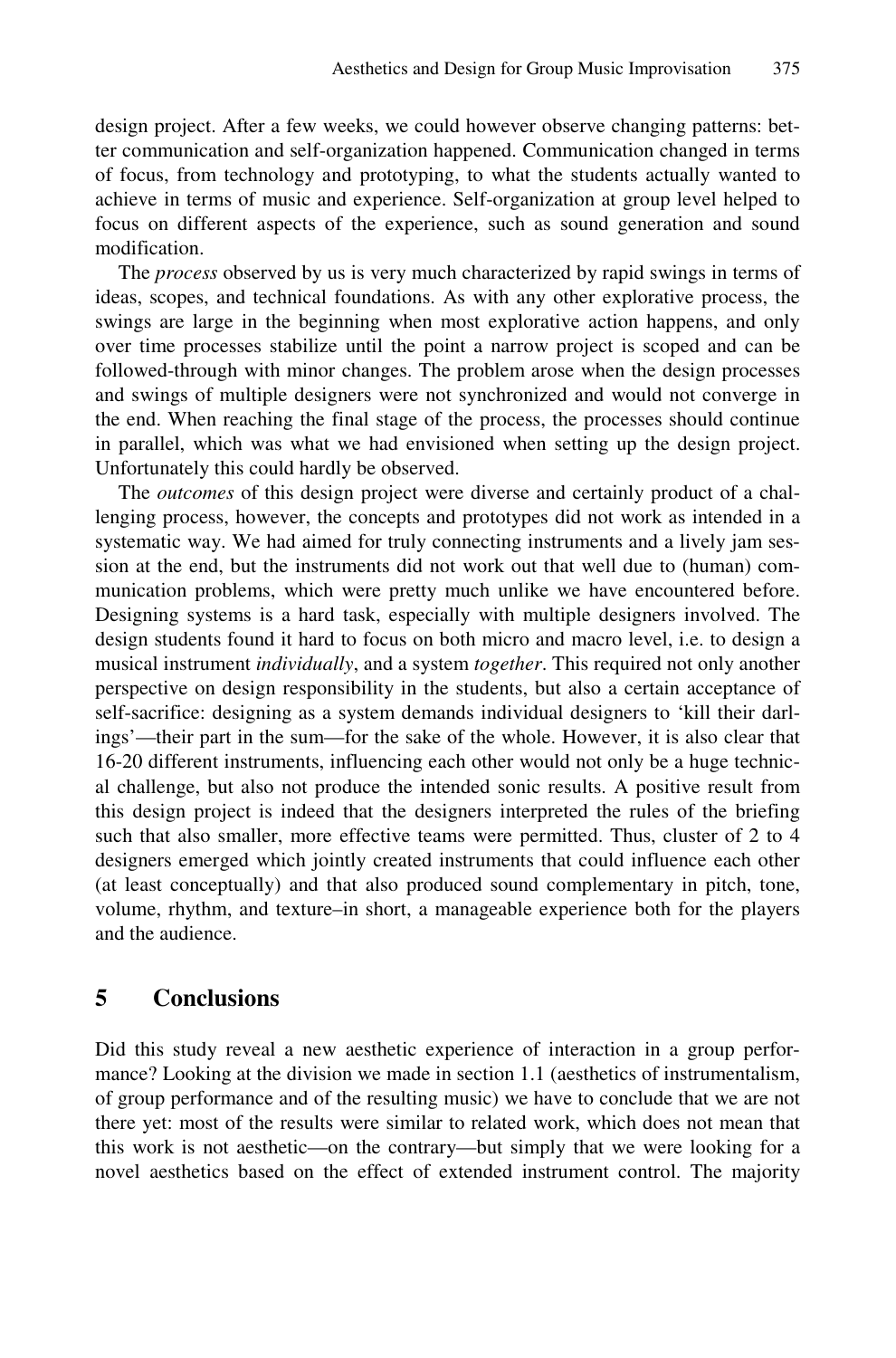design project. After a few weeks, we could however observe changing patterns: better communication and self-organization happened. Communication changed in terms of focus, from technology and prototyping, to what the students actually wanted to achieve in terms of music and experience. Self-organization at group level helped to focus on different aspects of the experience, such as sound generation and sound modification.

The *process* observed by us is very much characterized by rapid swings in terms of ideas, scopes, and technical foundations. As with any other explorative process, the swings are large in the beginning when most explorative action happens, and only over time processes stabilize until the point a narrow project is scoped and can be followed-through with minor changes. The problem arose when the design processes and swings of multiple designers were not synchronized and would not converge in the end. When reaching the final stage of the process, the processes should continue in parallel, which was what we had envisioned when setting up the design project. Unfortunately this could hardly be observed.

The *outcomes* of this design project were diverse and certainly product of a challenging process, however, the concepts and prototypes did not work as intended in a systematic way. We had aimed for truly connecting instruments and a lively jam session at the end, but the instruments did not work out that well due to (human) communication problems, which were pretty much unlike we have encountered before. Designing systems is a hard task, especially with multiple designers involved. The design students found it hard to focus on both micro and macro level, i.e. to design a musical instrument *individually*, and a system *together*. This required not only another perspective on design responsibility in the students, but also a certain acceptance of self-sacrifice: designing as a system demands individual designers to 'kill their darlings'—their part in the sum—for the sake of the whole. However, it is also clear that 16-20 different instruments, influencing each other would not only be a huge technical challenge, but also not produce the intended sonic results. A positive result from this design project is indeed that the designers interpreted the rules of the briefing such that also smaller, more effective teams were permitted. Thus, cluster of 2 to 4 designers emerged which jointly created instruments that could influence each other (at least conceptually) and that also produced sound complementary in pitch, tone, volume, rhythm, and texture–in short, a manageable experience both for the players and the audience.

## 5 Conclusions

Did this study reveal a new aesthetic experience of interaction in a group performance? Looking at the division we made in section 1.1 (aesthetics of instrumentalism, of group performance and of the resulting music) we have to conclude that we are not there yet: most of the results were similar to related work, which does not mean that this work is not aesthetic—on the contrary—but simply that we were looking for a novel aesthetics based on the effect of extended instrument control. The majority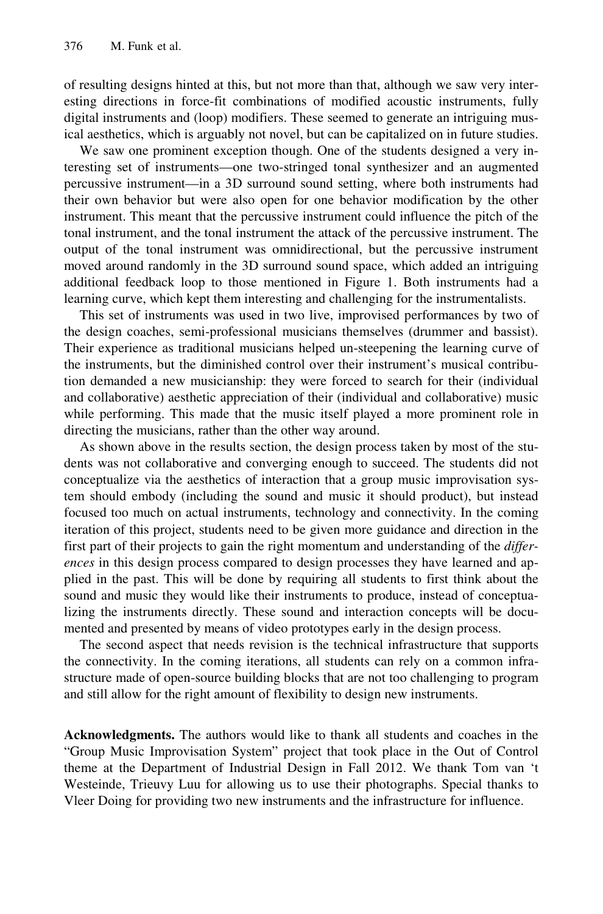of resulting designs hinted at this, but not more than that, although we saw very interesting directions in force-fit combinations of modified acoustic instruments, fully digital instruments and (loop) modifiers. These seemed to generate an intriguing musical aesthetics, which is arguably not novel, but can be capitalized on in future studies.

We saw one prominent exception though. One of the students designed a very interesting set of instruments—one two-stringed tonal synthesizer and an augmented percussive instrument—in a 3D surround sound setting, where both instruments had their own behavior but were also open for one behavior modification by the other instrument. This meant that the percussive instrument could influence the pitch of the tonal instrument, and the tonal instrument the attack of the percussive instrument. The output of the tonal instrument was omnidirectional, but the percussive instrument moved around randomly in the 3D surround sound space, which added an intriguing additional feedback loop to those mentioned in Figure 1. Both instruments had a learning curve, which kept them interesting and challenging for the instrumentalists.

This set of instruments was used in two live, improvised performances by two of the design coaches, semi-professional musicians themselves (drummer and bassist). Their experience as traditional musicians helped un-steepening the learning curve of the instruments, but the diminished control over their instrument's musical contribution demanded a new musicianship: they were forced to search for their (individual and collaborative) aesthetic appreciation of their (individual and collaborative) music while performing. This made that the music itself played a more prominent role in directing the musicians, rather than the other way around.

As shown above in the results section, the design process taken by most of the students was not collaborative and converging enough to succeed. The students did not conceptualize via the aesthetics of interaction that a group music improvisation system should embody (including the sound and music it should product), but instead focused too much on actual instruments, technology and connectivity. In the coming iteration of this project, students need to be given more guidance and direction in the first part of their projects to gain the right momentum and understanding of the *differences* in this design process compared to design processes they have learned and applied in the past. This will be done by requiring all students to first think about the sound and music they would like their instruments to produce, instead of conceptualizing the instruments directly. These sound and interaction concepts will be documented and presented by means of video prototypes early in the design process.

The second aspect that needs revision is the technical infrastructure that supports the connectivity. In the coming iterations, all students can rely on a common infrastructure made of open-source building blocks that are not too challenging to program and still allow for the right amount of flexibility to design new instruments.

**Acknowledgments.** The authors would like to thank all students and coaches in the "Group Music Improvisation System" project that took place in the Out of Control theme at the Department of Industrial Design in Fall 2012. We thank Tom van 't Westeinde, Trieuvy Luu for allowing us to use their photographs. Special thanks to Vleer Doing for providing two new instruments and the infrastructure for influence.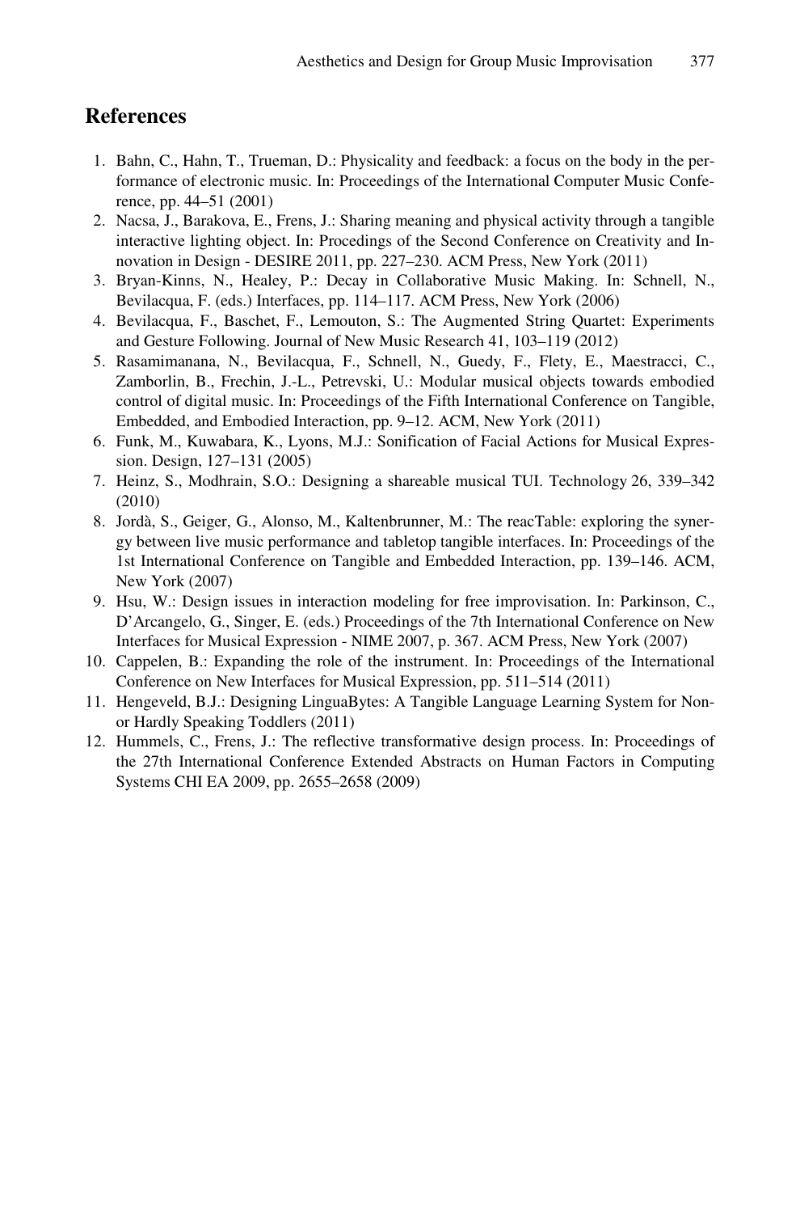## References

1. Bahn, C., Hahn, T., Trueman, D.: Physicality and feedback: a focus on the body in the performance of electronic music. In: Proceedings of the International Computer Music Conference, pp. 44–51 (2001)
2. Nacsa, J., Barakova, E., Frens, J.: Sharing meaning and physical activity through a tangible interactive lighting object. In: Procedings of the Second Conference on Creativity and Innovation in Design - DESIRE 2011, pp. 227–230. ACM Press, New York (2011)
3. Bryan-Kinns, N., Healey, P.: Decay in Collaborative Music Making. In: Schnell, N., Bevilacqua, F. (eds.) Interfaces, pp. 114–117. ACM Press, New York (2006)
4. Bevilacqua, F., Baschet, F., Lemouton, S.: The Augmented String Quartet: Experiments and Gesture Following. Journal of New Music Research 41, 103–119 (2012)
5. Rasamimanana, N., Bevilacqua, F., Schnell, N., Guedy, F., Flety, E., Maestracci, C., Zamborlin, B., Frechin, J.-L., Petrevski, U.: Modular musical objects towards embodied control of digital music. In: Proceedings of the Fifth International Conference on Tangible, Embedded, and Embodied Interaction, pp. 9–12. ACM, New York (2011)
6. Funk, M., Kuwabara, K., Lyons, M.J.: Sonification of Facial Actions for Musical Expression. Design, 127–131 (2005)
7. Heinz, S., Modhrain, S.O.: Designing a shareable musical TUI. Technology 26, 339–342 (2010)
8. Jordà, S., Geiger, G., Alonso, M., Kaltenbrunner, M.: The reacTable: exploring the synergy between live music performance and tabletop tangible interfaces. In: Proceedings of the 1st International Conference on Tangible and Embedded Interaction, pp. 139–146. ACM, New York (2007)
9. Hsu, W.: Design issues in interaction modeling for free improvisation. In: Parkinson, C., D'Arcangelo, G., Singer, E. (eds.) Proceedings of the 7th International Conference on New Interfaces for Musical Expression - NIME 2007, p. 367. ACM Press, New York (2007)
10. Cappelen, B.: Expanding the role of the instrument. In: Proceedings of the International Conference on New Interfaces for Musical Expression, pp. 511–514 (2011)
11. Hengeveld, B.J.: Designing LinguaBytes: A Tangible Language Learning System for Non- or Hardly Speaking Toddlers (2011)
12. Hummels, C., Frens, J.: The reflective transformative design process. In: Proceedings of the 27th International Conference Extended Abstracts on Human Factors in Computing Systems CHI EA 2009, pp. 2655–2658 (2009)